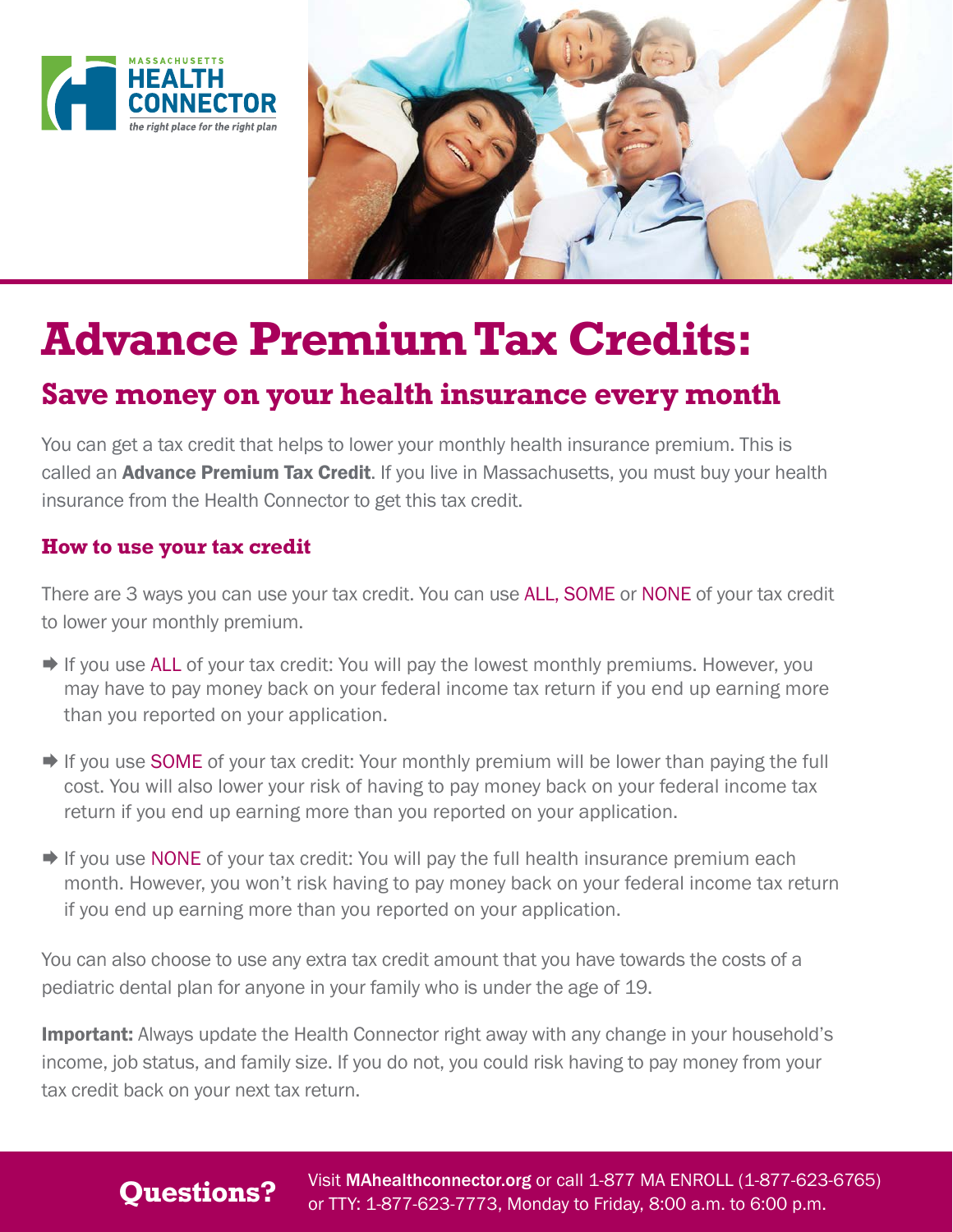MASSACHUSETTS HEALTH CONNECTOR

*the right place for the right plan*

# Advance Premium Tax Credits:

## Save money on your health insurance every month

You can get a tax credit that helps to lower your monthly health insurance premium. This is called an **Advance Premium Tax Credit**. If you live in Massachusetts, you must buy your health insurance from the Health Connector to get this tax credit.

### How to use your tax credit

There are 3 ways you can use your tax credit. You can use ALL, SOME or NONE of your tax credit to lower your monthly premium.

- If you use ALL of your tax credit: You will pay the lowest monthly premiums. However, you may have to pay money back on your federal income tax return if you end up earning more than you reported on your application.
- If you use SOME of your tax credit: Your monthly premium will be lower than paying the full cost. You will also lower your risk of having to pay money back on your federal income tax return if you end up earning more than you reported on your application.
- If you use NONE of your tax credit: You will pay the full health insurance premium each month. However, you won't risk having to pay money back on your federal income tax return if you end up earning more than you reported on your application.

You can also choose to use any extra tax credit amount that you have towards the costs of a pediatric dental plan for anyone in your family who is under the age of 19.

**Important:** Always update the Health Connector right away with any change in your household's income, job status, and family size. If you do not, you could risk having to pay money from your tax credit back on your next tax return.

**Questions?** Visit **MAhealthconnector.org** or call 1-877 MA ENROLL (1-877-623-6765) or TTY: 1-877-623-7773, Monday to Friday, 8:00 a.m. to 6:00 p.m.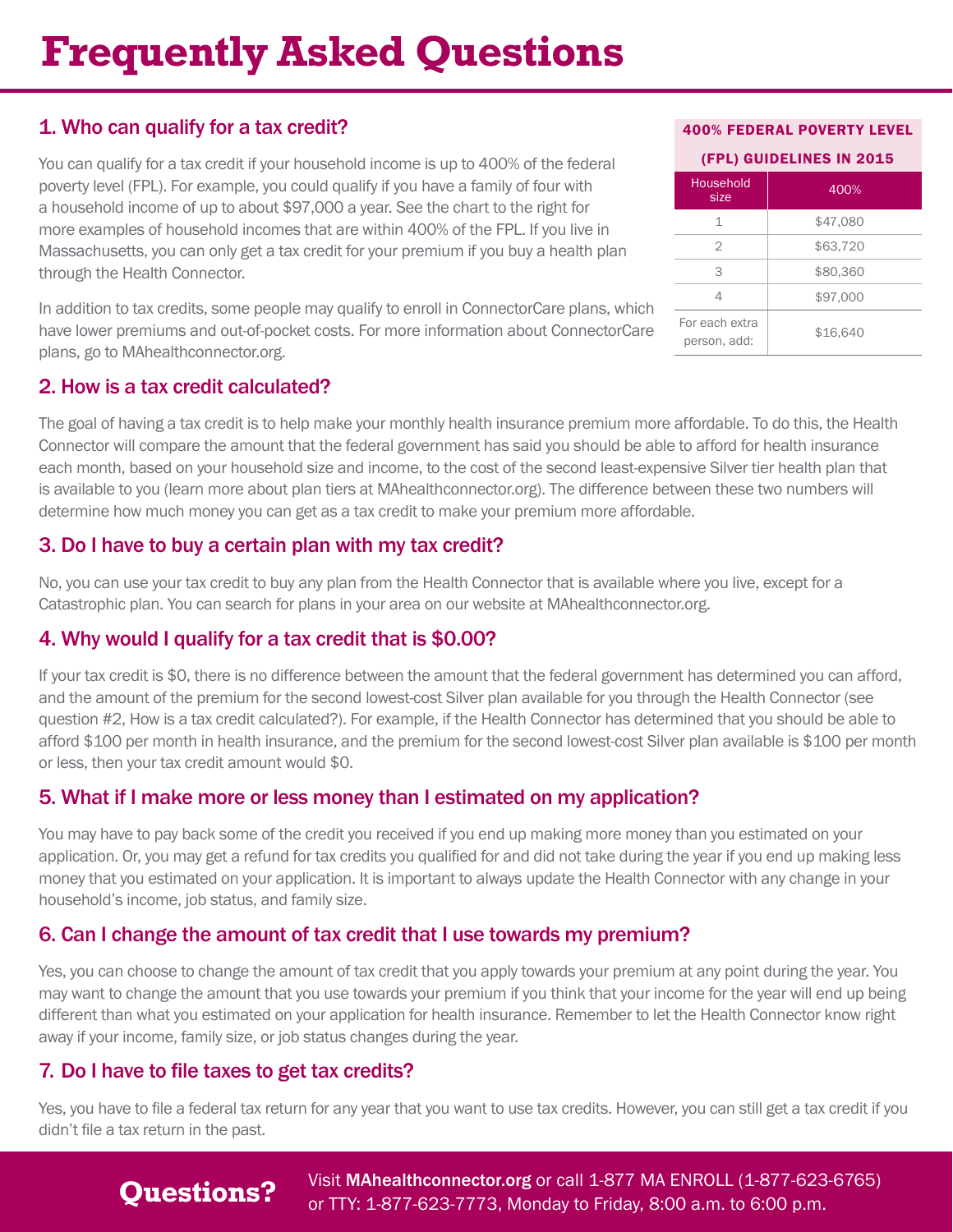# Frequently Asked Questions

## 1. Who can qualify for a tax credit?

You can qualify for a tax credit if your household income is up to 400% of the federal poverty level (FPL). For example, you could qualify if you have a family of four with a household income of up to about $97,000 a year. See the chart to the right for more examples of household incomes that are within 400% of the FPL. If you live in Massachusetts, you can only get a tax credit for your premium if you buy a health plan through the Health Connector.

**400% FEDERAL POVERTY LEVEL (FPL) GUIDELINES IN 2015**

| Household size | 400% |
|---|---|
| 1 | $47,080 |
| 2 | $63,720 |
| 3 | $80,360 |
| 4 | $97,000 |
| For each extra person, add: | $16,640 |

In addition to tax credits, some people may qualify to enroll in ConnectorCare plans, which have lower premiums and out-of-pocket costs. For more information about ConnectorCare plans, go to MAhealthconnector.org.

## 2. How is a tax credit calculated?

The goal of having a tax credit is to help make your monthly health insurance premium more affordable. To do this, the Health Connector will compare the amount that the federal government has said you should be able to afford for health insurance each month, based on your household size and income, to the cost of the second least-expensive Silver tier health plan that is available to you (learn more about plan tiers at MAhealthconnector.org). The difference between these two numbers will determine how much money you can get as a tax credit to make your premium more affordable.

## 3. Do I have to buy a certain plan with my tax credit?

No, you can use your tax credit to buy any plan from the Health Connector that is available where you live, except for a Catastrophic plan. You can search for plans in your area on our website at MAhealthconnector.org.

## 4. Why would I qualify for a tax credit that is $0.00?

If your tax credit is $0, there is no difference between the amount that the federal government has determined you can afford, and the amount of the premium for the second lowest-cost Silver plan available for you through the Health Connector (see question #2, How is a tax credit calculated?). For example, if the Health Connector has determined that you should be able to afford $100 per month in health insurance, and the premium for the second lowest-cost Silver plan available is $100 per month or less, then your tax credit amount would $0.

## 5. What if I make more or less money than I estimated on my application?

You may have to pay back some of the credit you received if you end up making more money than you estimated on your application. Or, you may get a refund for tax credits you qualified for and did not take during the year if you end up making less money that you estimated on your application. It is important to always update the Health Connector with any change in your household's income, job status, and family size.

## 6. Can I change the amount of tax credit that I use towards my premium?

Yes, you can choose to change the amount of tax credit that you apply towards your premium at any point during the year. You may want to change the amount that you use towards your premium if you think that your income for the year will end up being different than what you estimated on your application for health insurance. Remember to let the Health Connector know right away if your income, family size, or job status changes during the year.

## 7. Do I have to file taxes to get tax credits?

Yes, you have to file a federal tax return for any year that you want to use tax credits. However, you can still get a tax credit if you didn't file a tax return in the past.

**Questions?** Visit **MAhealthconnector.org** or call 1-877 MA ENROLL (1-877-623-6765) or TTY: 1-877-623-7773, Monday to Friday, 8:00 a.m. to 6:00 p.m.